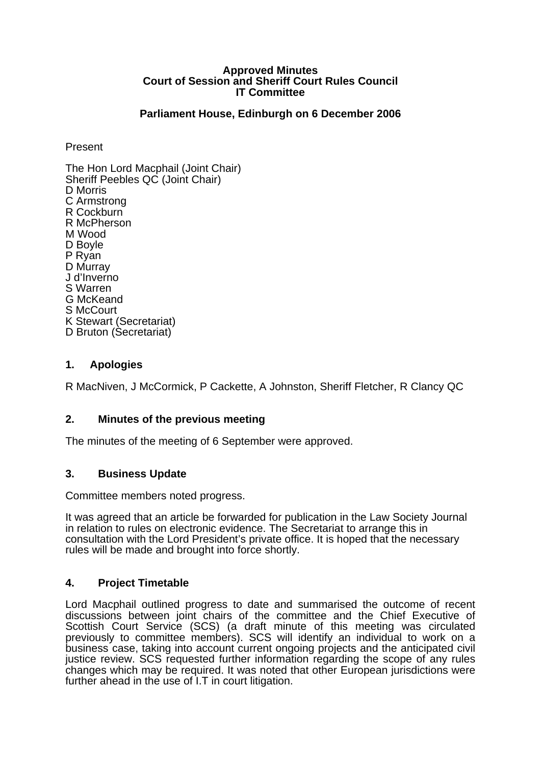**Approved Minutes**
**Court of Session and Sheriff Court Rules Council**
**IT Committee**

**Parliament House, Edinburgh on 6 December 2006**

Present

The Hon Lord Macphail (Joint Chair)
Sheriff Peebles QC (Joint Chair)
D Morris
C Armstrong
R Cockburn
R McPherson
M Wood
D Boyle
P Ryan
D Murray
J d'Inverno
S Warren
G McKeand
S McCourt
K Stewart (Secretariat)
D Bruton (Secretariat)

## 1. Apologies

R MacNiven, J McCormick, P Cackette, A Johnston, Sheriff Fletcher, R Clancy QC

## 2. Minutes of the previous meeting

The minutes of the meeting of 6 September were approved.

## 3. Business Update

Committee members noted progress.

It was agreed that an article be forwarded for publication in the Law Society Journal in relation to rules on electronic evidence. The Secretariat to arrange this in consultation with the Lord President's private office. It is hoped that the necessary rules will be made and brought into force shortly.

## 4. Project Timetable

Lord Macphail outlined progress to date and summarised the outcome of recent discussions between joint chairs of the committee and the Chief Executive of Scottish Court Service (SCS) (a draft minute of this meeting was circulated previously to committee members). SCS will identify an individual to work on a business case, taking into account current ongoing projects and the anticipated civil justice review. SCS requested further information regarding the scope of any rules changes which may be required. It was noted that other European jurisdictions were further ahead in the use of I.T in court litigation.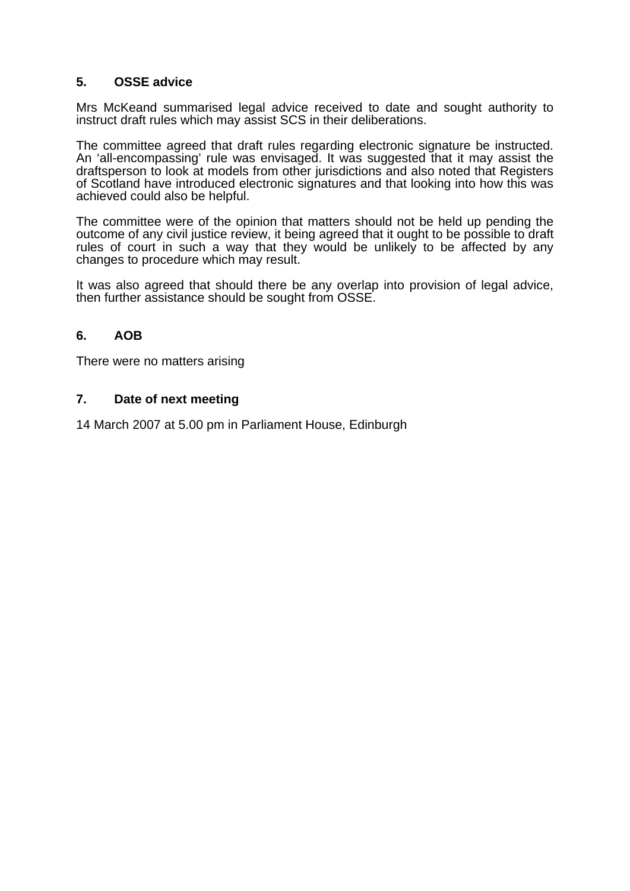## 5. OSSE advice

Mrs McKeand summarised legal advice received to date and sought authority to instruct draft rules which may assist SCS in their deliberations.

The committee agreed that draft rules regarding electronic signature be instructed. An 'all-encompassing' rule was envisaged. It was suggested that it may assist the draftsperson to look at models from other jurisdictions and also noted that Registers of Scotland have introduced electronic signatures and that looking into how this was achieved could also be helpful.

The committee were of the opinion that matters should not be held up pending the outcome of any civil justice review, it being agreed that it ought to be possible to draft rules of court in such a way that they would be unlikely to be affected by any changes to procedure which may result.

It was also agreed that should there be any overlap into provision of legal advice, then further assistance should be sought from OSSE.

## 6. AOB

There were no matters arising

## 7. Date of next meeting

14 March 2007 at 5.00 pm in Parliament House, Edinburgh